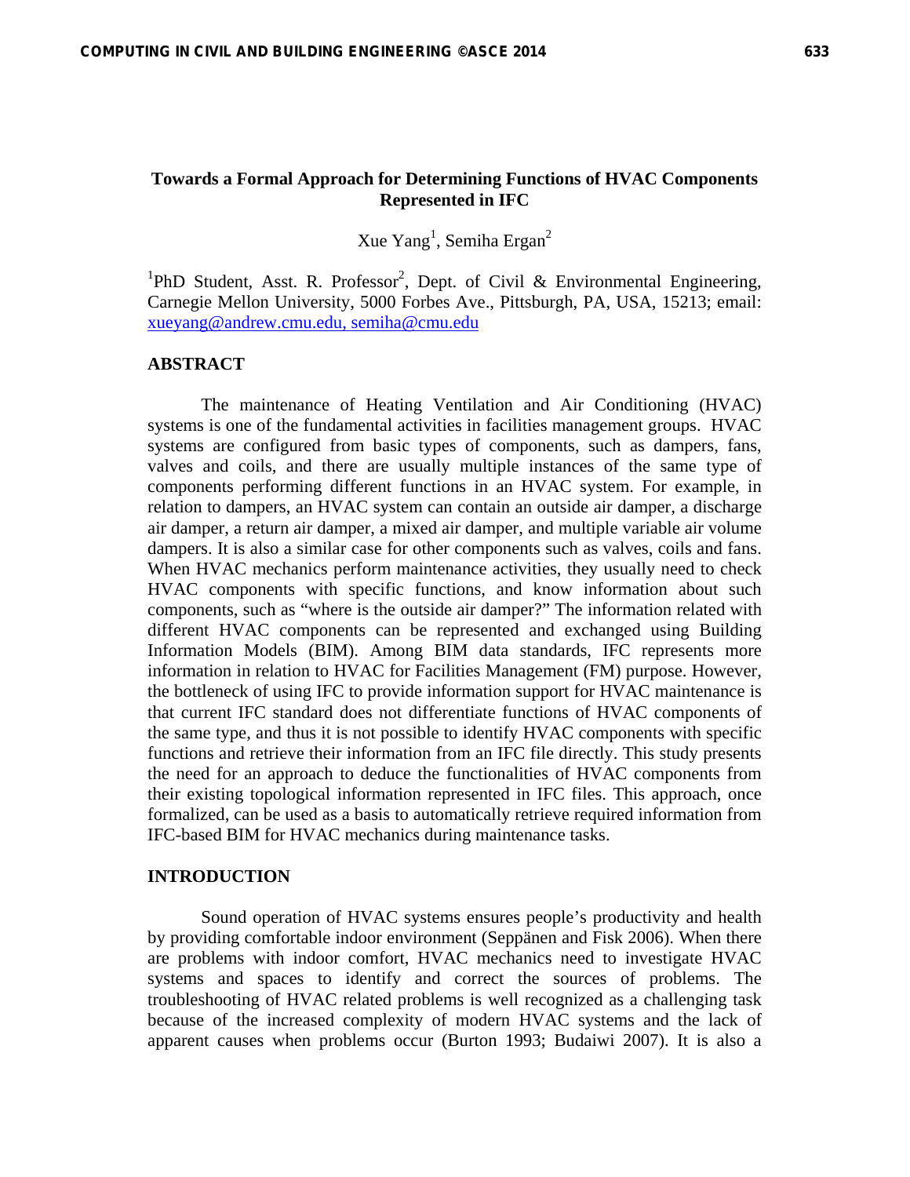# Towards a Formal Approach for Determining Functions of HVAC Components Represented in IFC

Xue Yang[1], Semiha Ergan[2]

[1]PhD Student, Asst. R. Professor[2], Dept. of Civil & Environmental Engineering, Carnegie Mellon University, 5000 Forbes Ave., Pittsburgh, PA, USA, 15213; email: xueyang@andrew.cmu.edu, semiha@cmu.edu

## ABSTRACT

The maintenance of Heating Ventilation and Air Conditioning (HVAC) systems is one of the fundamental activities in facilities management groups. HVAC systems are configured from basic types of components, such as dampers, fans, valves and coils, and there are usually multiple instances of the same type of components performing different functions in an HVAC system. For example, in relation to dampers, an HVAC system can contain an outside air damper, a discharge air damper, a return air damper, a mixed air damper, and multiple variable air volume dampers. It is also a similar case for other components such as valves, coils and fans. When HVAC mechanics perform maintenance activities, they usually need to check HVAC components with specific functions, and know information about such components, such as "where is the outside air damper?" The information related with different HVAC components can be represented and exchanged using Building Information Models (BIM). Among BIM data standards, IFC represents more information in relation to HVAC for Facilities Management (FM) purpose. However, the bottleneck of using IFC to provide information support for HVAC maintenance is that current IFC standard does not differentiate functions of HVAC components of the same type, and thus it is not possible to identify HVAC components with specific functions and retrieve their information from an IFC file directly. This study presents the need for an approach to deduce the functionalities of HVAC components from their existing topological information represented in IFC files. This approach, once formalized, can be used as a basis to automatically retrieve required information from IFC-based BIM for HVAC mechanics during maintenance tasks.

## INTRODUCTION

Sound operation of HVAC systems ensures people's productivity and health by providing comfortable indoor environment (Seppänen and Fisk 2006). When there are problems with indoor comfort, HVAC mechanics need to investigate HVAC systems and spaces to identify and correct the sources of problems. The troubleshooting of HVAC related problems is well recognized as a challenging task because of the increased complexity of modern HVAC systems and the lack of apparent causes when problems occur (Burton 1993; Budaiwi 2007). It is also a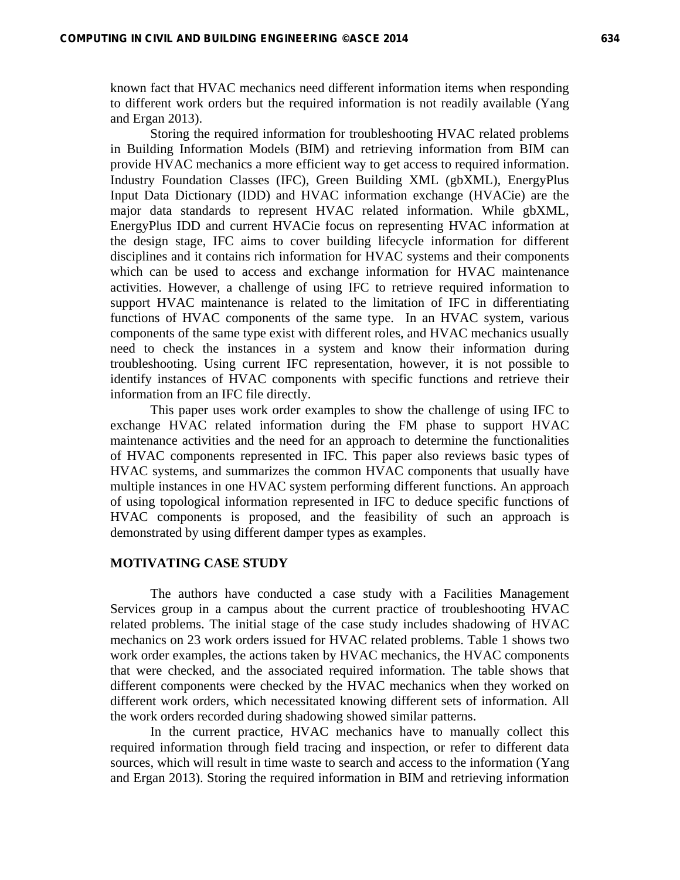known fact that HVAC mechanics need different information items when responding to different work orders but the required information is not readily available (Yang and Ergan 2013).

Storing the required information for troubleshooting HVAC related problems in Building Information Models (BIM) and retrieving information from BIM can provide HVAC mechanics a more efficient way to get access to required information. Industry Foundation Classes (IFC), Green Building XML (gbXML), EnergyPlus Input Data Dictionary (IDD) and HVAC information exchange (HVACie) are the major data standards to represent HVAC related information. While gbXML, EnergyPlus IDD and current HVACie focus on representing HVAC information at the design stage, IFC aims to cover building lifecycle information for different disciplines and it contains rich information for HVAC systems and their components which can be used to access and exchange information for HVAC maintenance activities. However, a challenge of using IFC to retrieve required information to support HVAC maintenance is related to the limitation of IFC in differentiating functions of HVAC components of the same type. In an HVAC system, various components of the same type exist with different roles, and HVAC mechanics usually need to check the instances in a system and know their information during troubleshooting. Using current IFC representation, however, it is not possible to identify instances of HVAC components with specific functions and retrieve their information from an IFC file directly.

This paper uses work order examples to show the challenge of using IFC to exchange HVAC related information during the FM phase to support HVAC maintenance activities and the need for an approach to determine the functionalities of HVAC components represented in IFC. This paper also reviews basic types of HVAC systems, and summarizes the common HVAC components that usually have multiple instances in one HVAC system performing different functions. An approach of using topological information represented in IFC to deduce specific functions of HVAC components is proposed, and the feasibility of such an approach is demonstrated by using different damper types as examples.

## MOTIVATING CASE STUDY

The authors have conducted a case study with a Facilities Management Services group in a campus about the current practice of troubleshooting HVAC related problems. The initial stage of the case study includes shadowing of HVAC mechanics on 23 work orders issued for HVAC related problems. Table 1 shows two work order examples, the actions taken by HVAC mechanics, the HVAC components that were checked, and the associated required information. The table shows that different components were checked by the HVAC mechanics when they worked on different work orders, which necessitated knowing different sets of information. All the work orders recorded during shadowing showed similar patterns.

In the current practice, HVAC mechanics have to manually collect this required information through field tracing and inspection, or refer to different data sources, which will result in time waste to search and access to the information (Yang and Ergan 2013). Storing the required information in BIM and retrieving information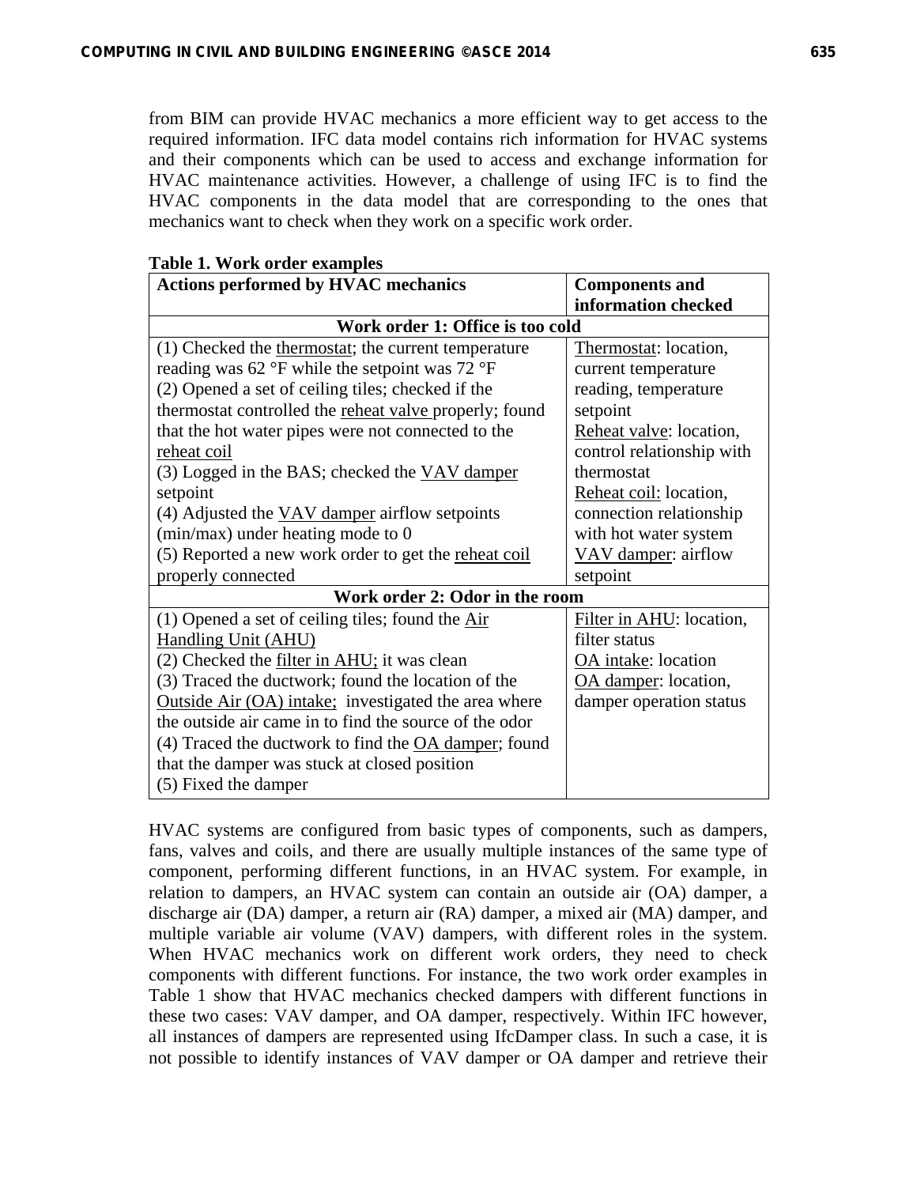from BIM can provide HVAC mechanics a more efficient way to get access to the required information. IFC data model contains rich information for HVAC systems and their components which can be used to access and exchange information for HVAC maintenance activities. However, a challenge of using IFC is to find the HVAC components in the data model that are corresponding to the ones that mechanics want to check when they work on a specific work order.

**Table 1. Work order examples**

| Actions performed by HVAC mechanics | Components and information checked |
|---|---|
| **Work order 1: Office is too cold** | |
| (1) Checked the thermostat; the current temperature reading was 62 °F while the setpoint was 72 °F<br>(2) Opened a set of ceiling tiles; checked if the thermostat controlled the reheat valve properly; found that the hot water pipes were not connected to the reheat coil<br>(3) Logged in the BAS; checked the VAV damper setpoint<br>(4) Adjusted the VAV damper airflow setpoints (min/max) under heating mode to 0<br>(5) Reported a new work order to get the reheat coil properly connected | Thermostat: location, current temperature reading, temperature setpoint<br>Reheat valve: location, control relationship with thermostat<br>Reheat coil: location, connection relationship with hot water system<br>VAV damper: airflow setpoint |
| **Work order 2: Odor in the room** | |
| (1) Opened a set of ceiling tiles; found the Air Handling Unit (AHU)<br>(2) Checked the filter in AHU; it was clean<br>(3) Traced the ductwork; found the location of the Outside Air (OA) intake; investigated the area where the outside air came in to find the source of the odor<br>(4) Traced the ductwork to find the OA damper; found that the damper was stuck at closed position<br>(5) Fixed the damper | Filter in AHU: location, filter status<br>OA intake: location<br>OA damper: location, damper operation status |

HVAC systems are configured from basic types of components, such as dampers, fans, valves and coils, and there are usually multiple instances of the same type of component, performing different functions, in an HVAC system. For example, in relation to dampers, an HVAC system can contain an outside air (OA) damper, a discharge air (DA) damper, a return air (RA) damper, a mixed air (MA) damper, and multiple variable air volume (VAV) dampers, with different roles in the system. When HVAC mechanics work on different work orders, they need to check components with different functions. For instance, the two work order examples in Table 1 show that HVAC mechanics checked dampers with different functions in these two cases: VAV damper, and OA damper, respectively. Within IFC however, all instances of dampers are represented using IfcDamper class. In such a case, it is not possible to identify instances of VAV damper or OA damper and retrieve their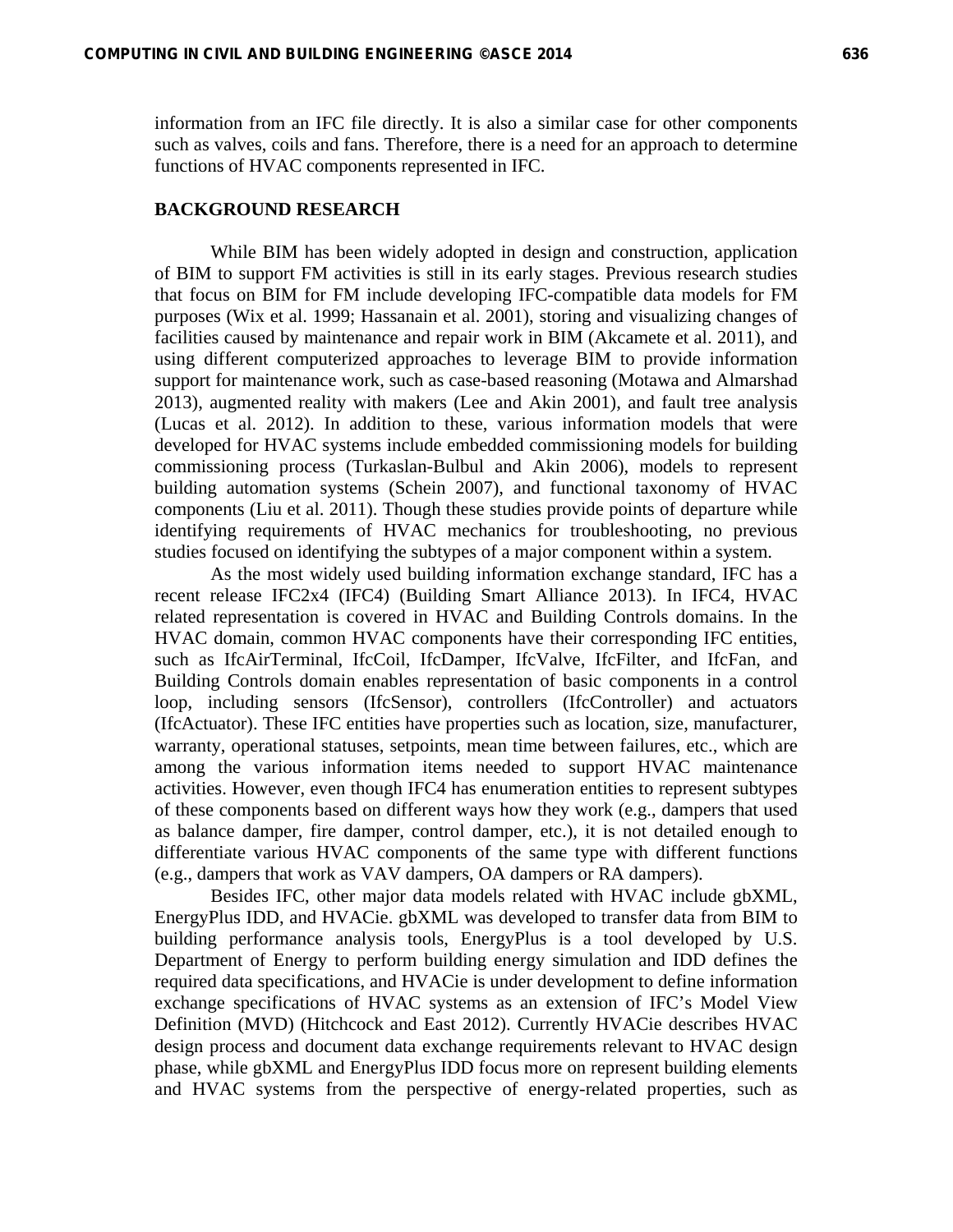information from an IFC file directly. It is also a similar case for other components such as valves, coils and fans. Therefore, there is a need for an approach to determine functions of HVAC components represented in IFC.

## BACKGROUND RESEARCH

While BIM has been widely adopted in design and construction, application of BIM to support FM activities is still in its early stages. Previous research studies that focus on BIM for FM include developing IFC-compatible data models for FM purposes (Wix et al. 1999; Hassanain et al. 2001), storing and visualizing changes of facilities caused by maintenance and repair work in BIM (Akcamete et al. 2011), and using different computerized approaches to leverage BIM to provide information support for maintenance work, such as case-based reasoning (Motawa and Almarshad 2013), augmented reality with makers (Lee and Akin 2001), and fault tree analysis (Lucas et al. 2012). In addition to these, various information models that were developed for HVAC systems include embedded commissioning models for building commissioning process (Turkaslan-Bulbul and Akin 2006), models to represent building automation systems (Schein 2007), and functional taxonomy of HVAC components (Liu et al. 2011). Though these studies provide points of departure while identifying requirements of HVAC mechanics for troubleshooting, no previous studies focused on identifying the subtypes of a major component within a system.

As the most widely used building information exchange standard, IFC has a recent release IFC2x4 (IFC4) (Building Smart Alliance 2013). In IFC4, HVAC related representation is covered in HVAC and Building Controls domains. In the HVAC domain, common HVAC components have their corresponding IFC entities, such as IfcAirTerminal, IfcCoil, IfcDamper, IfcValve, IfcFilter, and IfcFan, and Building Controls domain enables representation of basic components in a control loop, including sensors (IfcSensor), controllers (IfcController) and actuators (IfcActuator). These IFC entities have properties such as location, size, manufacturer, warranty, operational statuses, setpoints, mean time between failures, etc., which are among the various information items needed to support HVAC maintenance activities. However, even though IFC4 has enumeration entities to represent subtypes of these components based on different ways how they work (e.g., dampers that used as balance damper, fire damper, control damper, etc.), it is not detailed enough to differentiate various HVAC components of the same type with different functions (e.g., dampers that work as VAV dampers, OA dampers or RA dampers).

Besides IFC, other major data models related with HVAC include gbXML, EnergyPlus IDD, and HVACie. gbXML was developed to transfer data from BIM to building performance analysis tools, EnergyPlus is a tool developed by U.S. Department of Energy to perform building energy simulation and IDD defines the required data specifications, and HVACie is under development to define information exchange specifications of HVAC systems as an extension of IFC's Model View Definition (MVD) (Hitchcock and East 2012). Currently HVACie describes HVAC design process and document data exchange requirements relevant to HVAC design phase, while gbXML and EnergyPlus IDD focus more on represent building elements and HVAC systems from the perspective of energy-related properties, such as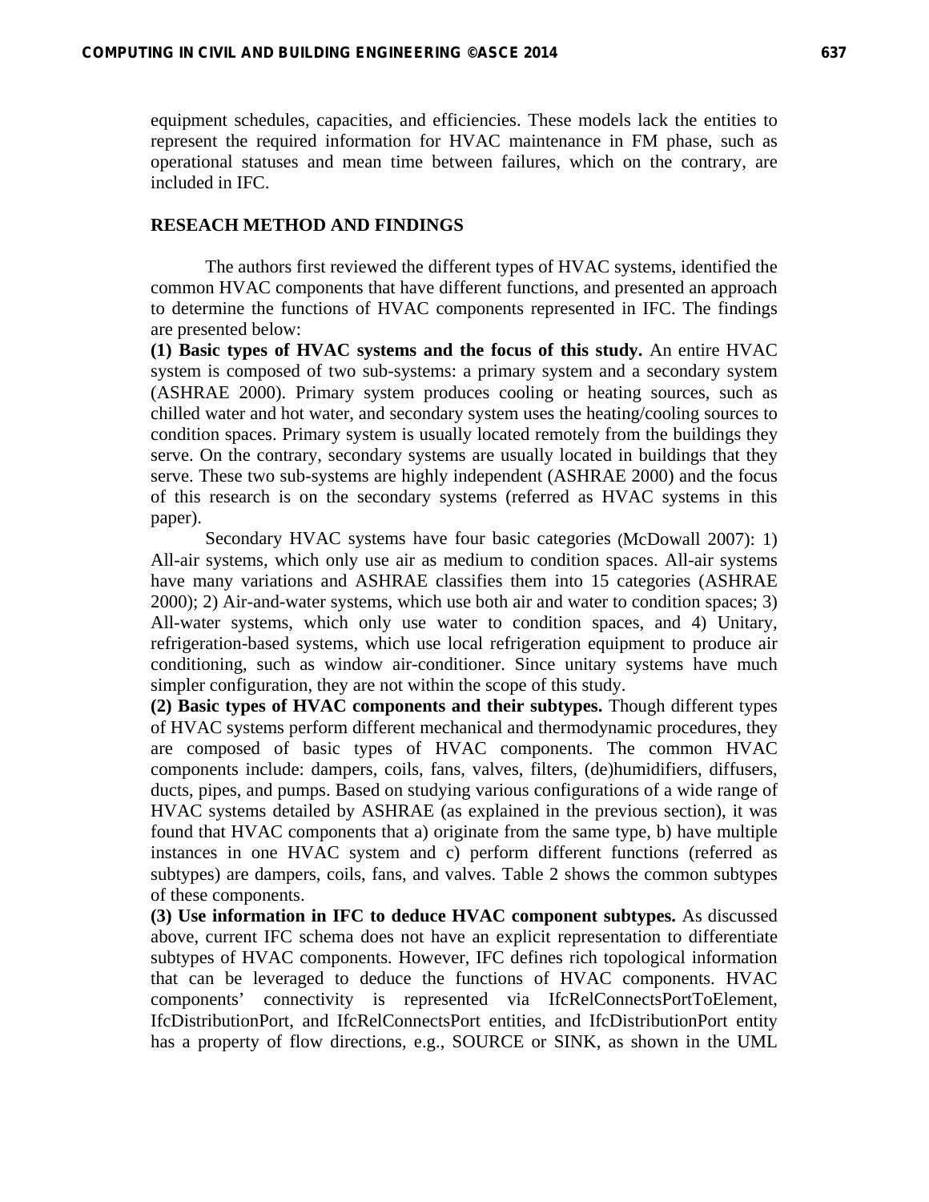equipment schedules, capacities, and efficiencies. These models lack the entities to represent the required information for HVAC maintenance in FM phase, such as operational statuses and mean time between failures, which on the contrary, are included in IFC.

## RESEACH METHOD AND FINDINGS

The authors first reviewed the different types of HVAC systems, identified the common HVAC components that have different functions, and presented an approach to determine the functions of HVAC components represented in IFC. The findings are presented below:

**(1) Basic types of HVAC systems and the focus of this study.** An entire HVAC system is composed of two sub-systems: a primary system and a secondary system (ASHRAE 2000). Primary system produces cooling or heating sources, such as chilled water and hot water, and secondary system uses the heating/cooling sources to condition spaces. Primary system is usually located remotely from the buildings they serve. On the contrary, secondary systems are usually located in buildings that they serve. These two sub-systems are highly independent (ASHRAE 2000) and the focus of this research is on the secondary systems (referred as HVAC systems in this paper).

Secondary HVAC systems have four basic categories (McDowall 2007): 1) All-air systems, which only use air as medium to condition spaces. All-air systems have many variations and ASHRAE classifies them into 15 categories (ASHRAE 2000); 2) Air-and-water systems, which use both air and water to condition spaces; 3) All-water systems, which only use water to condition spaces, and 4) Unitary, refrigeration-based systems, which use local refrigeration equipment to produce air conditioning, such as window air-conditioner. Since unitary systems have much simpler configuration, they are not within the scope of this study.

**(2) Basic types of HVAC components and their subtypes.** Though different types of HVAC systems perform different mechanical and thermodynamic procedures, they are composed of basic types of HVAC components. The common HVAC components include: dampers, coils, fans, valves, filters, (de)humidifiers, diffusers, ducts, pipes, and pumps. Based on studying various configurations of a wide range of HVAC systems detailed by ASHRAE (as explained in the previous section), it was found that HVAC components that a) originate from the same type, b) have multiple instances in one HVAC system and c) perform different functions (referred as subtypes) are dampers, coils, fans, and valves. Table 2 shows the common subtypes of these components.

**(3) Use information in IFC to deduce HVAC component subtypes.** As discussed above, current IFC schema does not have an explicit representation to differentiate subtypes of HVAC components. However, IFC defines rich topological information that can be leveraged to deduce the functions of HVAC components. HVAC components' connectivity is represented via IfcRelConnectsPortToElement, IfcDistributionPort, and IfcRelConnectsPort entities, and IfcDistributionPort entity has a property of flow directions, e.g., SOURCE or SINK, as shown in the UML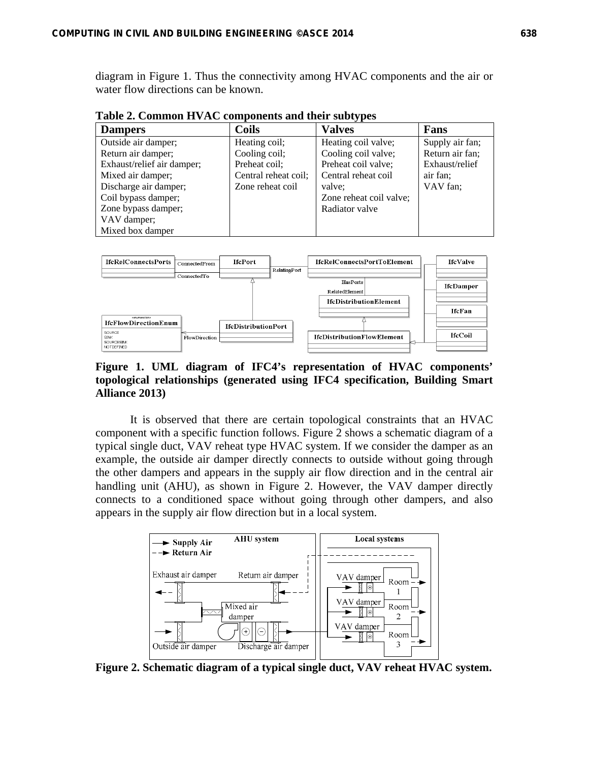diagram in Figure 1. Thus the connectivity among HVAC components and the air or water flow directions can be known.

**Table 2. Common HVAC components and their subtypes**

| Dampers | Coils | Valves | Fans |
|---|---|---|---|
| Outside air damper;<br>Return air damper;<br>Exhaust/relief air damper;<br>Mixed air damper;<br>Discharge air damper;<br>Coil bypass damper;<br>Zone bypass damper;<br>VAV damper;<br>Mixed box damper | Heating coil;<br>Cooling coil;<br>Preheat coil;<br>Central reheat coil;<br>Zone reheat coil | Heating coil valve;<br>Cooling coil valve;<br>Preheat coil valve;<br>Central reheat coil valve;<br>Zone reheat coil valve;<br>Radiator valve | Supply air fan;<br>Return air fan;<br>Exhaust/relief air fan;<br>VAV fan; |

**Figure 1. UML diagram of IFC4's representation of HVAC components' topological relationships (generated using IFC4 specification, Building Smart Alliance 2013)**

It is observed that there are certain topological constraints that an HVAC component with a specific function follows. Figure 2 shows a schematic diagram of a typical single duct, VAV reheat type HVAC system. If we consider the damper as an example, the outside air damper directly connects to outside without going through the other dampers and appears in the supply air flow direction and in the central air handling unit (AHU), as shown in Figure 2. However, the VAV damper directly connects to a conditioned space without going through other dampers, and also appears in the supply air flow direction but in a local system.

**Figure 2. Schematic diagram of a typical single duct, VAV reheat HVAC system.**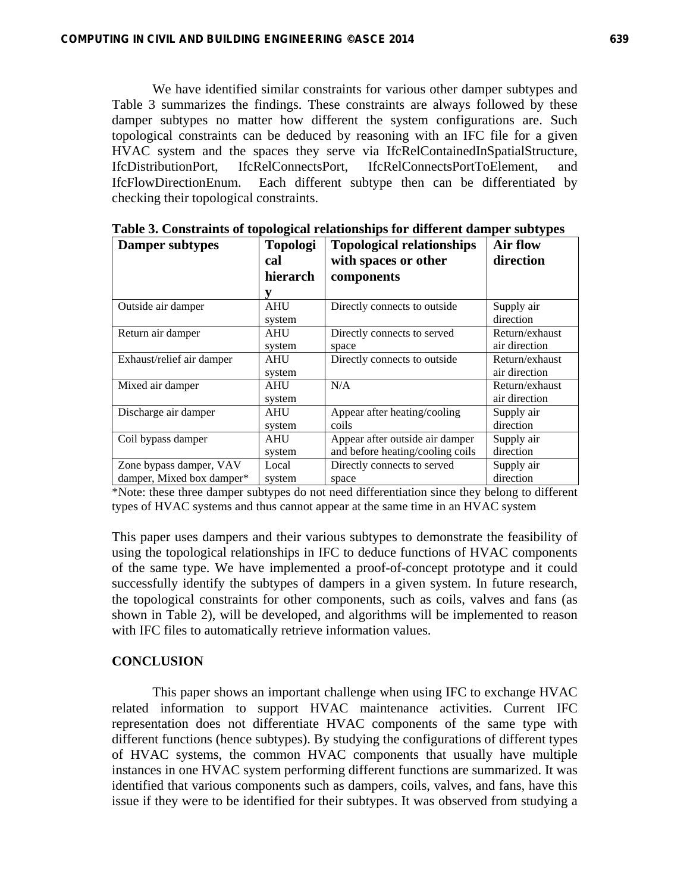We have identified similar constraints for various other damper subtypes and Table 3 summarizes the findings. These constraints are always followed by these damper subtypes no matter how different the system configurations are. Such topological constraints can be deduced by reasoning with an IFC file for a given HVAC system and the spaces they serve via IfcRelContainedInSpatialStructure, IfcDistributionPort, IfcRelConnectsPort, IfcRelConnectsPortToElement, and IfcFlowDirectionEnum. Each different subtype then can be differentiated by checking their topological constraints.

**Table 3. Constraints of topological relationships for different damper subtypes**

| Damper subtypes | Topological hierarchy | Topological relationships with spaces or other components | Air flow direction |
|---|---|---|---|
| Outside air damper | AHU system | Directly connects to outside | Supply air direction |
| Return air damper | AHU system | Directly connects to served space | Return/exhaust air direction |
| Exhaust/relief air damper | AHU system | Directly connects to outside | Return/exhaust air direction |
| Mixed air damper | AHU system | N/A | Return/exhaust air direction |
| Discharge air damper | AHU system | Appear after heating/cooling coils | Supply air direction |
| Coil bypass damper | AHU system | Appear after outside air damper and before heating/cooling coils | Supply air direction |
| Zone bypass damper, VAV damper, Mixed box damper* | Local system | Directly connects to served space | Supply air direction |

*Note: these three damper subtypes do not need differentiation since they belong to different types of HVAC systems and thus cannot appear at the same time in an HVAC system

This paper uses dampers and their various subtypes to demonstrate the feasibility of using the topological relationships in IFC to deduce functions of HVAC components of the same type. We have implemented a proof-of-concept prototype and it could successfully identify the subtypes of dampers in a given system. In future research, the topological constraints for other components, such as coils, valves and fans (as shown in Table 2), will be developed, and algorithms will be implemented to reason with IFC files to automatically retrieve information values.

## CONCLUSION

This paper shows an important challenge when using IFC to exchange HVAC related information to support HVAC maintenance activities. Current IFC representation does not differentiate HVAC components of the same type with different functions (hence subtypes). By studying the configurations of different types of HVAC systems, the common HVAC components that usually have multiple instances in one HVAC system performing different functions are summarized. It was identified that various components such as dampers, coils, valves, and fans, have this issue if they were to be identified for their subtypes. It was observed from studying a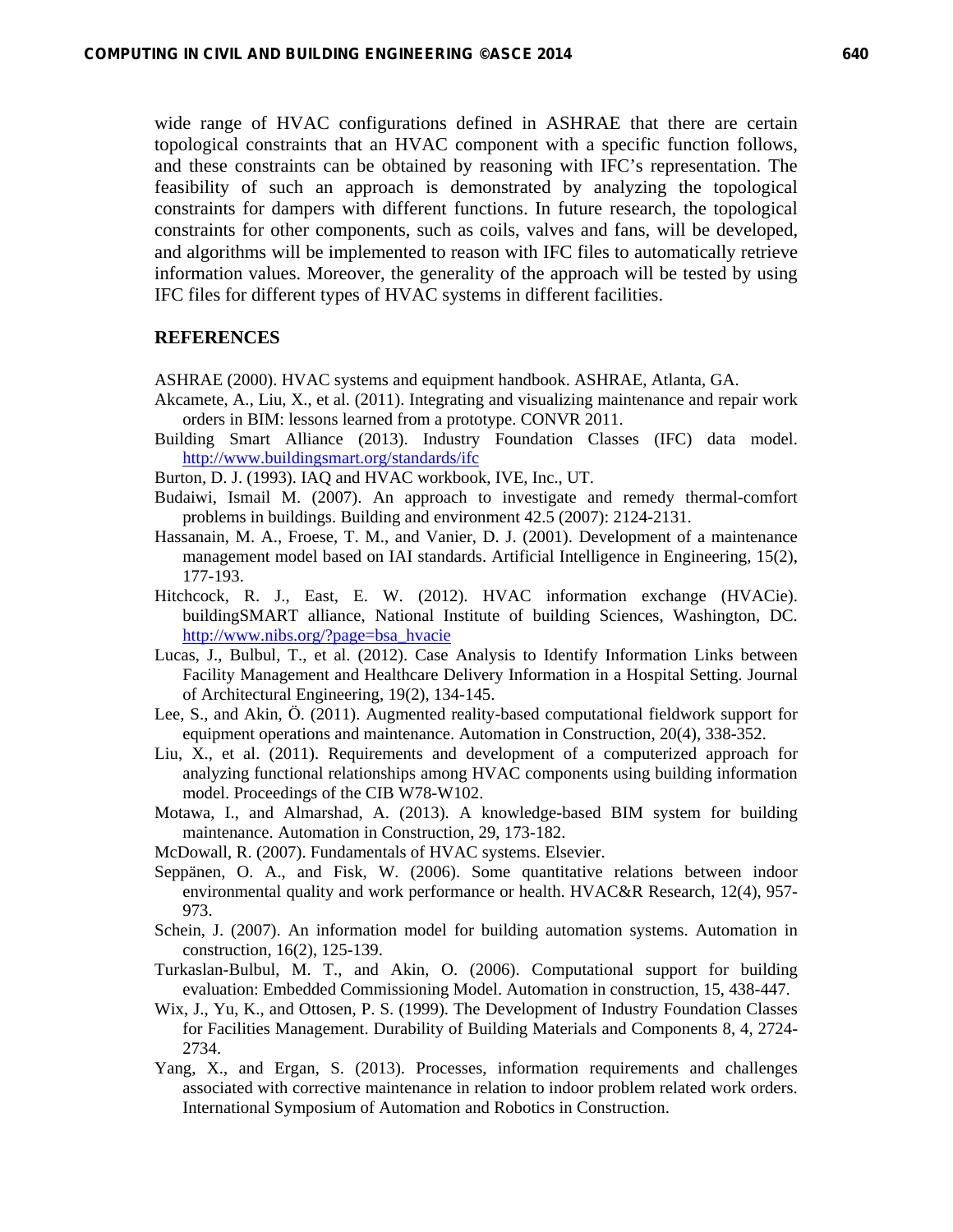wide range of HVAC configurations defined in ASHRAE that there are certain topological constraints that an HVAC component with a specific function follows, and these constraints can be obtained by reasoning with IFC's representation. The feasibility of such an approach is demonstrated by analyzing the topological constraints for dampers with different functions. In future research, the topological constraints for other components, such as coils, valves and fans, will be developed, and algorithms will be implemented to reason with IFC files to automatically retrieve information values. Moreover, the generality of the approach will be tested by using IFC files for different types of HVAC systems in different facilities.

## REFERENCES

ASHRAE (2000). HVAC systems and equipment handbook. ASHRAE, Atlanta, GA.

Akcamete, A., Liu, X., et al. (2011). Integrating and visualizing maintenance and repair work orders in BIM: lessons learned from a prototype. CONVR 2011.

Building Smart Alliance (2013). Industry Foundation Classes (IFC) data model. http://www.buildingsmart.org/standards/ifc

Burton, D. J. (1993). IAQ and HVAC workbook, IVE, Inc., UT.

Budaiwi, Ismail M. (2007). An approach to investigate and remedy thermal-comfort problems in buildings. Building and environment 42.5 (2007): 2124-2131.

Hassanain, M. A., Froese, T. M., and Vanier, D. J. (2001). Development of a maintenance management model based on IAI standards. Artificial Intelligence in Engineering, 15(2), 177-193.

Hitchcock, R. J., East, E. W. (2012). HVAC information exchange (HVACie). buildingSMART alliance, National Institute of building Sciences, Washington, DC. http://www.nibs.org/?page=bsa_hvacie

Lucas, J., Bulbul, T., et al. (2012). Case Analysis to Identify Information Links between Facility Management and Healthcare Delivery Information in a Hospital Setting. Journal of Architectural Engineering, 19(2), 134-145.

Lee, S., and Akin, Ö. (2011). Augmented reality-based computational fieldwork support for equipment operations and maintenance. Automation in Construction, 20(4), 338-352.

Liu, X., et al. (2011). Requirements and development of a computerized approach for analyzing functional relationships among HVAC components using building information model. Proceedings of the CIB W78-W102.

Motawa, I., and Almarshad, A. (2013). A knowledge-based BIM system for building maintenance. Automation in Construction, 29, 173-182.

McDowall, R. (2007). Fundamentals of HVAC systems. Elsevier.

Seppänen, O. A., and Fisk, W. (2006). Some quantitative relations between indoor environmental quality and work performance or health. HVAC&R Research, 12(4), 957-973.

Schein, J. (2007). An information model for building automation systems. Automation in construction, 16(2), 125-139.

Turkaslan-Bulbul, M. T., and Akin, O. (2006). Computational support for building evaluation: Embedded Commissioning Model. Automation in construction, 15, 438-447.

Wix, J., Yu, K., and Ottosen, P. S. (1999). The Development of Industry Foundation Classes for Facilities Management. Durability of Building Materials and Components 8, 4, 2724-2734.

Yang, X., and Ergan, S. (2013). Processes, information requirements and challenges associated with corrective maintenance in relation to indoor problem related work orders. International Symposium of Automation and Robotics in Construction.